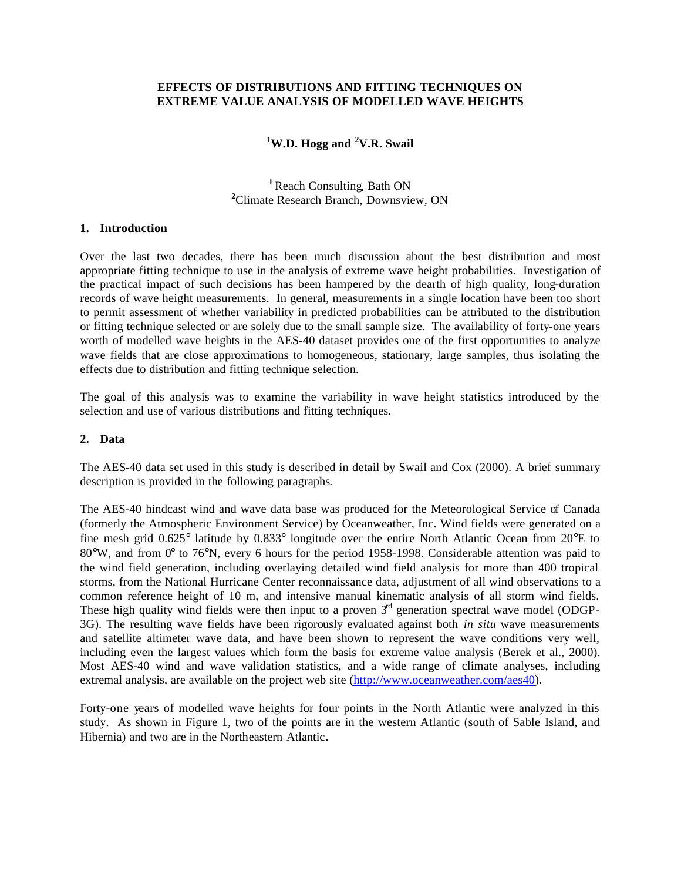# EFFECTS OF DISTRIBUTIONS AND FITTING TECHNIQUES ON EXTREME VALUE ANALYSIS OF MODELLED WAVE HEIGHTS

**[1]W.D. Hogg and [2]V.R. Swail**

[1] Reach Consulting, Bath ON
[2]Climate Research Branch, Downsview, ON

## 1. Introduction

Over the last two decades, there has been much discussion about the best distribution and most appropriate fitting technique to use in the analysis of extreme wave height probabilities. Investigation of the practical impact of such decisions has been hampered by the dearth of high quality, long-duration records of wave height measurements. In general, measurements in a single location have been too short to permit assessment of whether variability in predicted probabilities can be attributed to the distribution or fitting technique selected or are solely due to the small sample size. The availability of forty-one years worth of modelled wave heights in the AES-40 dataset provides one of the first opportunities to analyze wave fields that are close approximations to homogeneous, stationary, large samples, thus isolating the effects due to distribution and fitting technique selection.

The goal of this analysis was to examine the variability in wave height statistics introduced by the selection and use of various distributions and fitting techniques.

## 2. Data

The AES-40 data set used in this study is described in detail by Swail and Cox (2000). A brief summary description is provided in the following paragraphs.

The AES-40 hindcast wind and wave data base was produced for the Meteorological Service of Canada (formerly the Atmospheric Environment Service) by Oceanweather, Inc. Wind fields were generated on a fine mesh grid 0.625° latitude by 0.833° longitude over the entire North Atlantic Ocean from 20°E to 80°W, and from 0° to 76°N, every 6 hours for the period 1958-1998. Considerable attention was paid to the wind field generation, including overlaying detailed wind field analysis for more than 400 tropical storms, from the National Hurricane Center reconnaissance data, adjustment of all wind observations to a common reference height of 10 m, and intensive manual kinematic analysis of all storm wind fields. These high quality wind fields were then input to a proven 3rd generation spectral wave model (ODGP-3G). The resulting wave fields have been rigorously evaluated against both *in situ* wave measurements and satellite altimeter wave data, and have been shown to represent the wave conditions very well, including even the largest values which form the basis for extreme value analysis (Berek et al., 2000). Most AES-40 wind and wave validation statistics, and a wide range of climate analyses, including extremal analysis, are available on the project web site (http://www.oceanweather.com/aes40).

Forty-one years of modelled wave heights for four points in the North Atlantic were analyzed in this study. As shown in Figure 1, two of the points are in the western Atlantic (south of Sable Island, and Hibernia) and two are in the Northeastern Atlantic.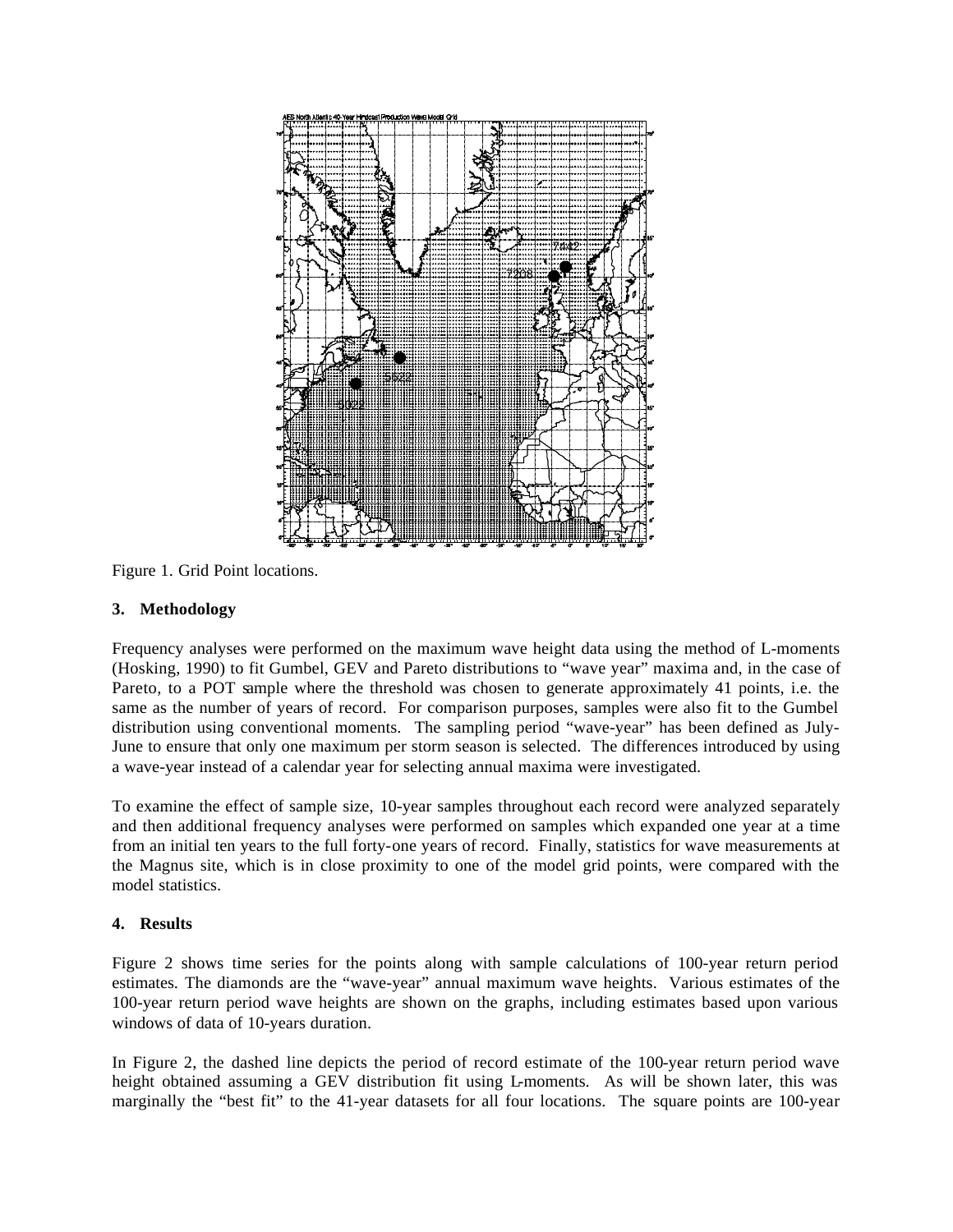Figure 1. Grid Point locations.

### 3. Methodology

Frequency analyses were performed on the maximum wave height data using the method of L-moments (Hosking, 1990) to fit Gumbel, GEV and Pareto distributions to "wave year" maxima and, in the case of Pareto, to a POT sample where the threshold was chosen to generate approximately 41 points, i.e. the same as the number of years of record. For comparison purposes, samples were also fit to the Gumbel distribution using conventional moments. The sampling period "wave-year" has been defined as July-June to ensure that only one maximum per storm season is selected. The differences introduced by using a wave-year instead of a calendar year for selecting annual maxima were investigated.

To examine the effect of sample size, 10-year samples throughout each record were analyzed separately and then additional frequency analyses were performed on samples which expanded one year at a time from an initial ten years to the full forty-one years of record. Finally, statistics for wave measurements at the Magnus site, which is in close proximity to one of the model grid points, were compared with the model statistics.

### 4. Results

Figure 2 shows time series for the points along with sample calculations of 100-year return period estimates. The diamonds are the "wave-year" annual maximum wave heights. Various estimates of the 100-year return period wave heights are shown on the graphs, including estimates based upon various windows of data of 10-years duration.

In Figure 2, the dashed line depicts the period of record estimate of the 100-year return period wave height obtained assuming a GEV distribution fit using L-moments. As will be shown later, this was marginally the "best fit" to the 41-year datasets for all four locations. The square points are 100-year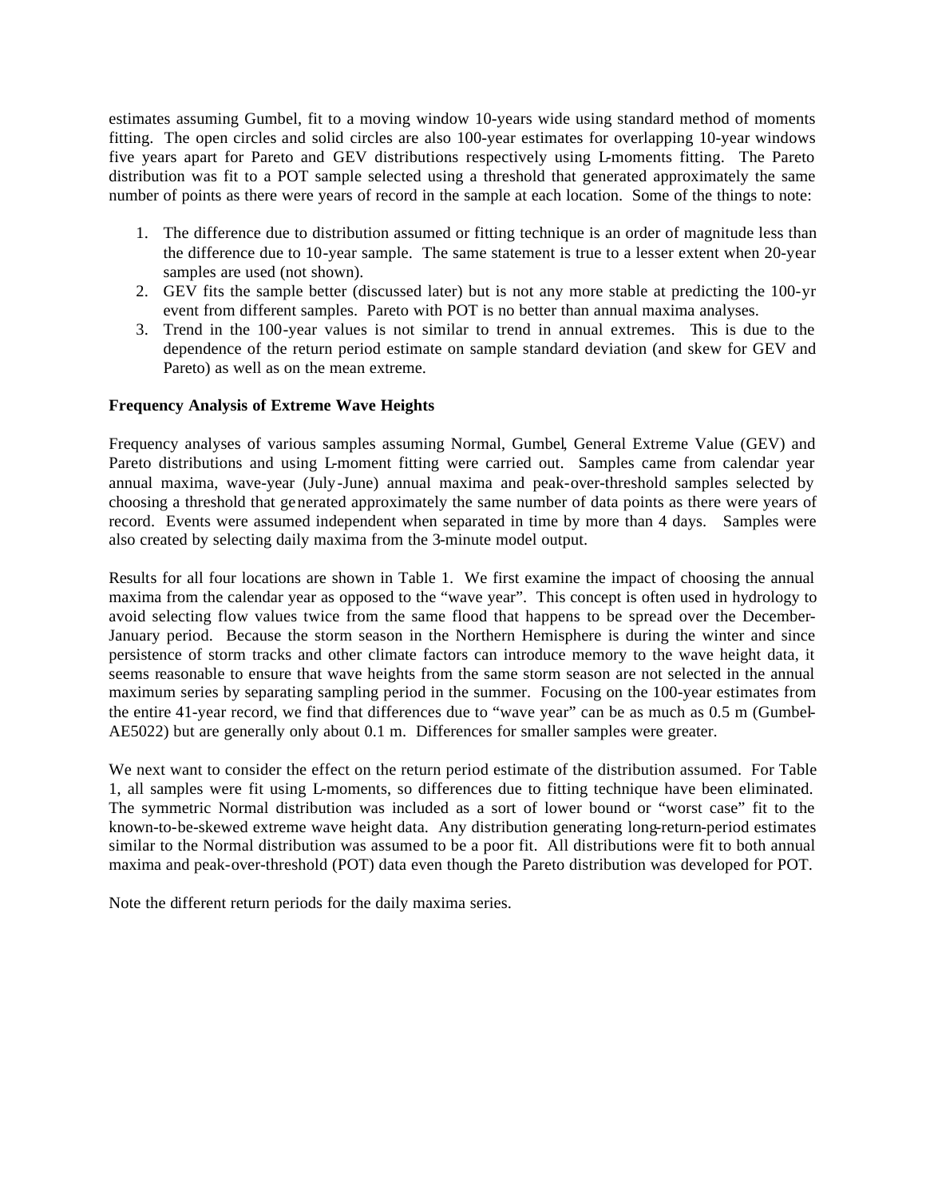estimates assuming Gumbel, fit to a moving window 10-years wide using standard method of moments fitting. The open circles and solid circles are also 100-year estimates for overlapping 10-year windows five years apart for Pareto and GEV distributions respectively using L-moments fitting. The Pareto distribution was fit to a POT sample selected using a threshold that generated approximately the same number of points as there were years of record in the sample at each location. Some of the things to note:

1. The difference due to distribution assumed or fitting technique is an order of magnitude less than the difference due to 10-year sample. The same statement is true to a lesser extent when 20-year samples are used (not shown).
2. GEV fits the sample better (discussed later) but is not any more stable at predicting the 100-yr event from different samples. Pareto with POT is no better than annual maxima analyses.
3. Trend in the 100-year values is not similar to trend in annual extremes. This is due to the dependence of the return period estimate on sample standard deviation (and skew for GEV and Pareto) as well as on the mean extreme.

**Frequency Analysis of Extreme Wave Heights**

Frequency analyses of various samples assuming Normal, Gumbel, General Extreme Value (GEV) and Pareto distributions and using L-moment fitting were carried out. Samples came from calendar year annual maxima, wave-year (July-June) annual maxima and peak-over-threshold samples selected by choosing a threshold that generated approximately the same number of data points as there were years of record. Events were assumed independent when separated in time by more than 4 days. Samples were also created by selecting daily maxima from the 3-minute model output.

Results for all four locations are shown in Table 1. We first examine the impact of choosing the annual maxima from the calendar year as opposed to the "wave year". This concept is often used in hydrology to avoid selecting flow values twice from the same flood that happens to be spread over the December-January period. Because the storm season in the Northern Hemisphere is during the winter and since persistence of storm tracks and other climate factors can introduce memory to the wave height data, it seems reasonable to ensure that wave heights from the same storm season are not selected in the annual maximum series by separating sampling period in the summer. Focusing on the 100-year estimates from the entire 41-year record, we find that differences due to "wave year" can be as much as 0.5 m (Gumbel-AE5022) but are generally only about 0.1 m. Differences for smaller samples were greater.

We next want to consider the effect on the return period estimate of the distribution assumed. For Table 1, all samples were fit using L-moments, so differences due to fitting technique have been eliminated. The symmetric Normal distribution was included as a sort of lower bound or "worst case" fit to the known-to-be-skewed extreme wave height data. Any distribution generating long-return-period estimates similar to the Normal distribution was assumed to be a poor fit. All distributions were fit to both annual maxima and peak-over-threshold (POT) data even though the Pareto distribution was developed for POT.

Note the different return periods for the daily maxima series.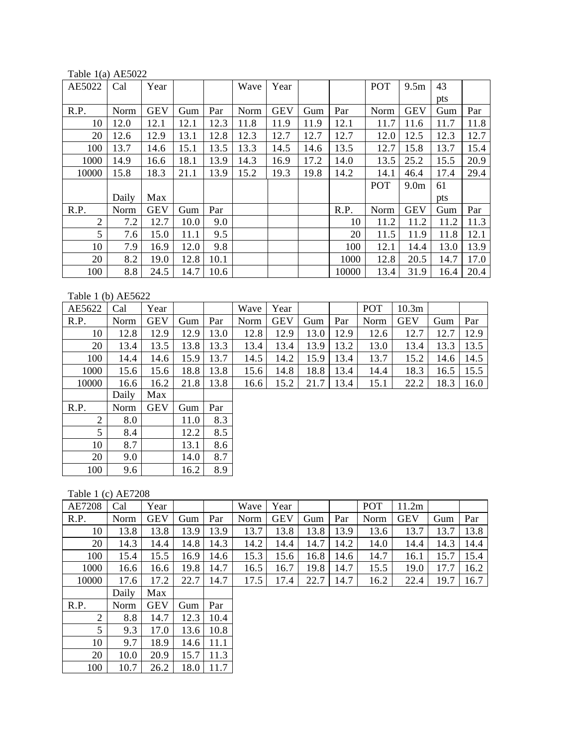Table 1(a) AE5022

| AE5022 | Cal | Year | | | Wave | Year | | | POT | 9.5m | 43 pts | |
|---|---|---|---|---|---|---|---|---|---|---|---|---|
| R.P. | Norm | GEV | Gum | Par | Norm | GEV | Gum | Par | Norm | GEV | Gum | Par |
| 10 | 12.0 | 12.1 | 12.1 | 12.3 | 11.8 | 11.9 | 11.9 | 12.1 | 11.7 | 11.6 | 11.7 | 11.8 |
| 20 | 12.6 | 12.9 | 13.1 | 12.8 | 12.3 | 12.7 | 12.7 | 12.7 | 12.0 | 12.5 | 12.3 | 12.7 |
| 100 | 13.7 | 14.6 | 15.1 | 13.5 | 13.3 | 14.5 | 14.6 | 13.5 | 12.7 | 15.8 | 13.7 | 15.4 |
| 1000 | 14.9 | 16.6 | 18.1 | 13.9 | 14.3 | 16.9 | 17.2 | 14.0 | 13.5 | 25.2 | 15.5 | 20.9 |
| 10000 | 15.8 | 18.3 | 21.1 | 13.9 | 15.2 | 19.3 | 19.8 | 14.2 | 14.1 | 46.4 | 17.4 | 29.4 |
| | Daily | Max | | | | | | | POT | 9.0m | 61 pts | |
| R.P. | Norm | GEV | Gum | Par | | | | R.P. | Norm | GEV | Gum | Par |
| 2 | 7.2 | 12.7 | 10.0 | 9.0 | | | | 10 | 11.2 | 11.2 | 11.2 | 11.3 |
| 5 | 7.6 | 15.0 | 11.1 | 9.5 | | | | 20 | 11.5 | 11.9 | 11.8 | 12.1 |
| 10 | 7.9 | 16.9 | 12.0 | 9.8 | | | | 100 | 12.1 | 14.4 | 13.0 | 13.9 |
| 20 | 8.2 | 19.0 | 12.8 | 10.1 | | | | 1000 | 12.8 | 20.5 | 14.7 | 17.0 |
| 100 | 8.8 | 24.5 | 14.7 | 10.6 | | | | 10000 | 13.4 | 31.9 | 16.4 | 20.4 |

Table 1 (b) AE5622

| AE5622 | Cal | Year | | | Wave | Year | | | POT | 10.3m | | |
|---|---|---|---|---|---|---|---|---|---|---|---|---|
| R.P. | Norm | GEV | Gum | Par | Norm | GEV | Gum | Par | Norm | GEV | Gum | Par |
| 10 | 12.8 | 12.9 | 12.9 | 13.0 | 12.8 | 12.9 | 13.0 | 12.9 | 12.6 | 12.7 | 12.7 | 12.9 |
| 20 | 13.4 | 13.5 | 13.8 | 13.3 | 13.4 | 13.4 | 13.9 | 13.2 | 13.0 | 13.4 | 13.3 | 13.5 |
| 100 | 14.4 | 14.6 | 15.9 | 13.7 | 14.5 | 14.2 | 15.9 | 13.4 | 13.7 | 15.2 | 14.6 | 14.5 |
| 1000 | 15.6 | 15.6 | 18.8 | 13.8 | 15.6 | 14.8 | 18.8 | 13.4 | 14.4 | 18.3 | 16.5 | 15.5 |
| 10000 | 16.6 | 16.2 | 21.8 | 13.8 | 16.6 | 15.2 | 21.7 | 13.4 | 15.1 | 22.2 | 18.3 | 16.0 |
| | Daily | Max | | | | | | | | | | |
| R.P. | Norm | GEV | Gum | Par | | | | | | | | |
| 2 | 8.0 | | 11.0 | 8.3 | | | | | | | | |
| 5 | 8.4 | | 12.2 | 8.5 | | | | | | | | |
| 10 | 8.7 | | 13.1 | 8.6 | | | | | | | | |
| 20 | 9.0 | | 14.0 | 8.7 | | | | | | | | |
| 100 | 9.6 | | 16.2 | 8.9 | | | | | | | | |

Table 1 (c) AE7208

| AE7208 | Cal | Year | | | Wave | Year | | | POT | 11.2m | | |
|---|---|---|---|---|---|---|---|---|---|---|---|---|
| R.P. | Norm | GEV | Gum | Par | Norm | GEV | Gum | Par | Norm | GEV | Gum | Par |
| 10 | 13.8 | 13.8 | 13.9 | 13.9 | 13.7 | 13.8 | 13.8 | 13.9 | 13.6 | 13.7 | 13.7 | 13.8 |
| 20 | 14.3 | 14.4 | 14.8 | 14.3 | 14.2 | 14.4 | 14.7 | 14.2 | 14.0 | 14.4 | 14.3 | 14.4 |
| 100 | 15.4 | 15.5 | 16.9 | 14.6 | 15.3 | 15.6 | 16.8 | 14.6 | 14.7 | 16.1 | 15.7 | 15.4 |
| 1000 | 16.6 | 16.6 | 19.8 | 14.7 | 16.5 | 16.7 | 19.8 | 14.7 | 15.5 | 19.0 | 17.7 | 16.2 |
| 10000 | 17.6 | 17.2 | 22.7 | 14.7 | 17.5 | 17.4 | 22.7 | 14.7 | 16.2 | 22.4 | 19.7 | 16.7 |
| | Daily | Max | | | | | | | | | | |
| R.P. | Norm | GEV | Gum | Par | | | | | | | | |
| 2 | 8.8 | 14.7 | 12.3 | 10.4 | | | | | | | | |
| 5 | 9.3 | 17.0 | 13.6 | 10.8 | | | | | | | | |
| 10 | 9.7 | 18.9 | 14.6 | 11.1 | | | | | | | | |
| 20 | 10.0 | 20.9 | 15.7 | 11.3 | | | | | | | | |
| 100 | 10.7 | 26.2 | 18.0 | 11.7 | | | | | | | | |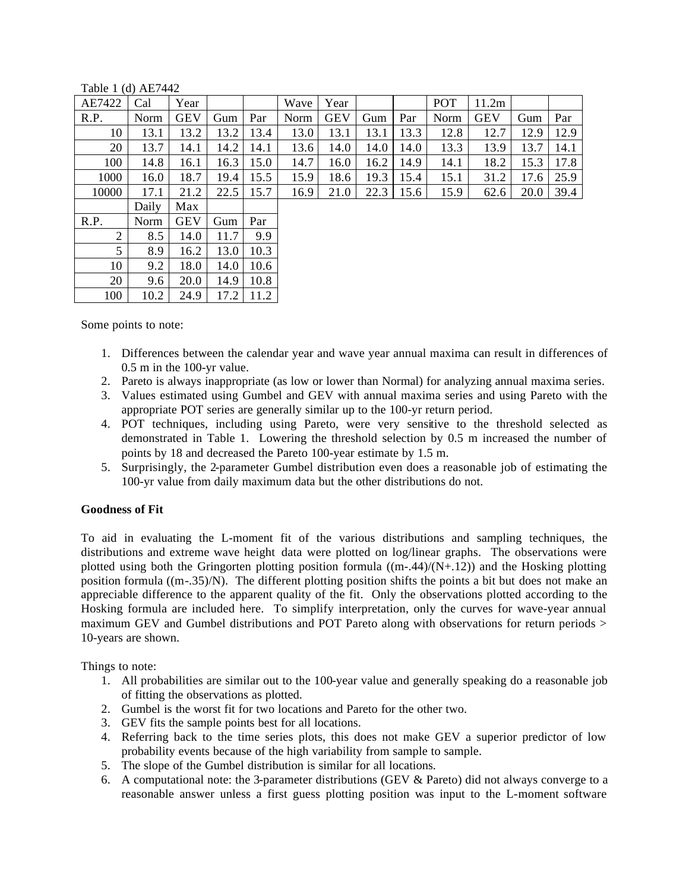Table 1 (d) AE7442

| AE7422 | Cal | Year | | | Wave | Year | | | POT | 11.2m | | |
|---|---|---|---|---|---|---|---|---|---|---|---|---|
| R.P. | Norm | GEV | Gum | Par | Norm | GEV | Gum | Par | Norm | GEV | Gum | Par |
| 10 | 13.1 | 13.2 | 13.2 | 13.4 | 13.0 | 13.1 | 13.1 | 13.3 | 12.8 | 12.7 | 12.9 | 12.9 |
| 20 | 13.7 | 14.1 | 14.2 | 14.1 | 13.6 | 14.0 | 14.0 | 14.0 | 13.3 | 13.9 | 13.7 | 14.1 |
| 100 | 14.8 | 16.1 | 16.3 | 15.0 | 14.7 | 16.0 | 16.2 | 14.9 | 14.1 | 18.2 | 15.3 | 17.8 |
| 1000 | 16.0 | 18.7 | 19.4 | 15.5 | 15.9 | 18.6 | 19.3 | 15.4 | 15.1 | 31.2 | 17.6 | 25.9 |
| 10000 | 17.1 | 21.2 | 22.5 | 15.7 | 16.9 | 21.0 | 22.3 | 15.6 | 15.9 | 62.6 | 20.0 | 39.4 |

| | Daily | Max | | |
|---|---|---|---|---|
| R.P. | Norm | GEV | Gum | Par |
| 2 | 8.5 | 14.0 | 11.7 | 9.9 |
| 5 | 8.9 | 16.2 | 13.0 | 10.3 |
| 10 | 9.2 | 18.0 | 14.0 | 10.6 |
| 20 | 9.6 | 20.0 | 14.9 | 10.8 |
| 100 | 10.2 | 24.9 | 17.2 | 11.2 |

Some points to note:

1. Differences between the calendar year and wave year annual maxima can result in differences of 0.5 m in the 100-yr value.
2. Pareto is always inappropriate (as low or lower than Normal) for analyzing annual maxima series.
3. Values estimated using Gumbel and GEV with annual maxima series and using Pareto with the appropriate POT series are generally similar up to the 100-yr return period.
4. POT techniques, including using Pareto, were very sensitive to the threshold selected as demonstrated in Table 1. Lowering the threshold selection by 0.5 m increased the number of points by 18 and decreased the Pareto 100-year estimate by 1.5 m.
5. Surprisingly, the 2-parameter Gumbel distribution even does a reasonable job of estimating the 100-yr value from daily maximum data but the other distributions do not.

**Goodness of Fit**

To aid in evaluating the L-moment fit of the various distributions and sampling techniques, the distributions and extreme wave height data were plotted on log/linear graphs. The observations were plotted using both the Gringorten plotting position formula ((m-.44)/(N+.12)) and the Hosking plotting position formula ((m-.35)/N). The different plotting position shifts the points a bit but does not make an appreciable difference to the apparent quality of the fit. Only the observations plotted according to the Hosking formula are included here. To simplify interpretation, only the curves for wave-year annual maximum GEV and Gumbel distributions and POT Pareto along with observations for return periods > 10-years are shown.

Things to note:

1. All probabilities are similar out to the 100-year value and generally speaking do a reasonable job of fitting the observations as plotted.
2. Gumbel is the worst fit for two locations and Pareto for the other two.
3. GEV fits the sample points best for all locations.
4. Referring back to the time series plots, this does not make GEV a superior predictor of low probability events because of the high variability from sample to sample.
5. The slope of the Gumbel distribution is similar for all locations.
6. A computational note: the 3-parameter distributions (GEV & Pareto) did not always converge to a reasonable answer unless a first guess plotting position was input to the L-moment software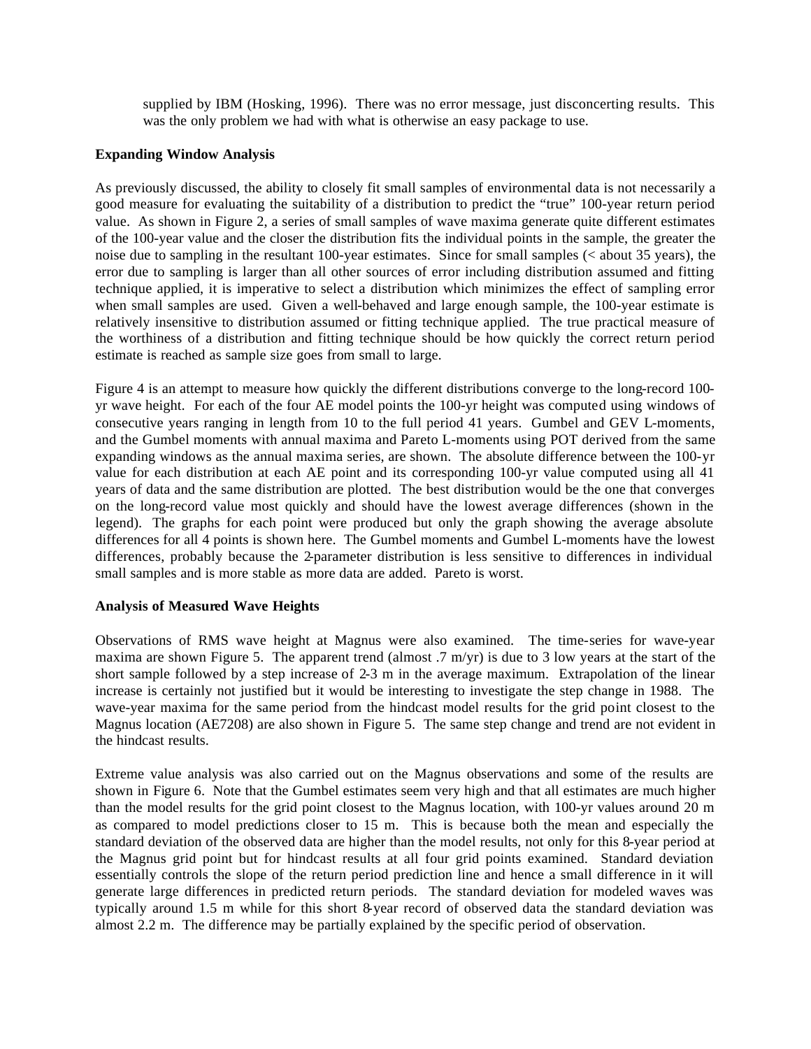supplied by IBM (Hosking, 1996). There was no error message, just disconcerting results. This was the only problem we had with what is otherwise an easy package to use.

**Expanding Window Analysis**

As previously discussed, the ability to closely fit small samples of environmental data is not necessarily a good measure for evaluating the suitability of a distribution to predict the "true" 100-year return period value. As shown in Figure 2, a series of small samples of wave maxima generate quite different estimates of the 100-year value and the closer the distribution fits the individual points in the sample, the greater the noise due to sampling in the resultant 100-year estimates. Since for small samples (< about 35 years), the error due to sampling is larger than all other sources of error including distribution assumed and fitting technique applied, it is imperative to select a distribution which minimizes the effect of sampling error when small samples are used. Given a well-behaved and large enough sample, the 100-year estimate is relatively insensitive to distribution assumed or fitting technique applied. The true practical measure of the worthiness of a distribution and fitting technique should be how quickly the correct return period estimate is reached as sample size goes from small to large.

Figure 4 is an attempt to measure how quickly the different distributions converge to the long-record 100-yr wave height. For each of the four AE model points the 100-yr height was computed using windows of consecutive years ranging in length from 10 to the full period 41 years. Gumbel and GEV L-moments, and the Gumbel moments with annual maxima and Pareto L-moments using POT derived from the same expanding windows as the annual maxima series, are shown. The absolute difference between the 100-yr value for each distribution at each AE point and its corresponding 100-yr value computed using all 41 years of data and the same distribution are plotted. The best distribution would be the one that converges on the long-record value most quickly and should have the lowest average differences (shown in the legend). The graphs for each point were produced but only the graph showing the average absolute differences for all 4 points is shown here. The Gumbel moments and Gumbel L-moments have the lowest differences, probably because the 2-parameter distribution is less sensitive to differences in individual small samples and is more stable as more data are added. Pareto is worst.

**Analysis of Measured Wave Heights**

Observations of RMS wave height at Magnus were also examined. The time-series for wave-year maxima are shown Figure 5. The apparent trend (almost .7 m/yr) is due to 3 low years at the start of the short sample followed by a step increase of 2-3 m in the average maximum. Extrapolation of the linear increase is certainly not justified but it would be interesting to investigate the step change in 1988. The wave-year maxima for the same period from the hindcast model results for the grid point closest to the Magnus location (AE7208) are also shown in Figure 5. The same step change and trend are not evident in the hindcast results.

Extreme value analysis was also carried out on the Magnus observations and some of the results are shown in Figure 6. Note that the Gumbel estimates seem very high and that all estimates are much higher than the model results for the grid point closest to the Magnus location, with 100-yr values around 20 m as compared to model predictions closer to 15 m. This is because both the mean and especially the standard deviation of the observed data are higher than the model results, not only for this 8-year period at the Magnus grid point but for hindcast results at all four grid points examined. Standard deviation essentially controls the slope of the return period prediction line and hence a small difference in it will generate large differences in predicted return periods. The standard deviation for modeled waves was typically around 1.5 m while for this short 8-year record of observed data the standard deviation was almost 2.2 m. The difference may be partially explained by the specific period of observation.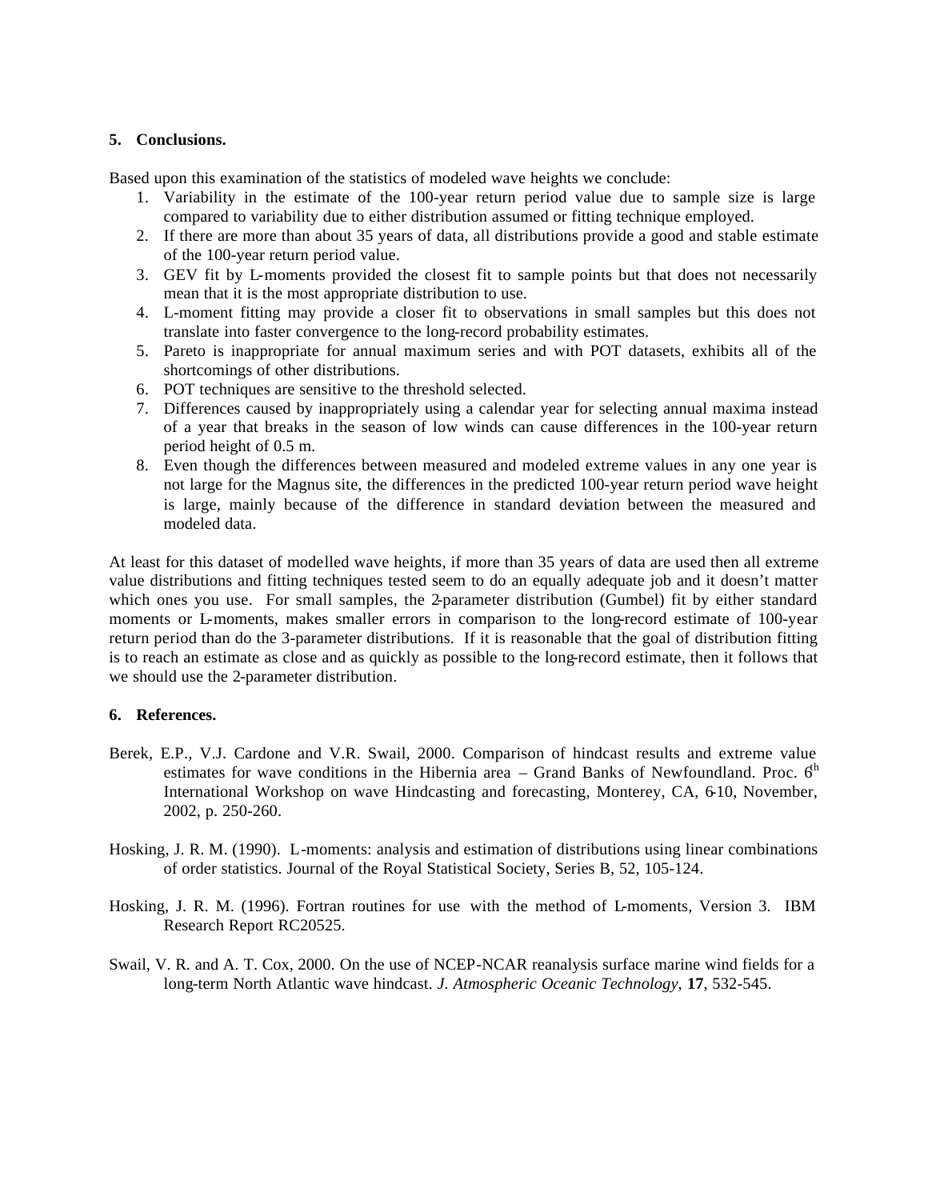## 5. Conclusions.

Based upon this examination of the statistics of modeled wave heights we conclude:

1. Variability in the estimate of the 100-year return period value due to sample size is large compared to variability due to either distribution assumed or fitting technique employed.
2. If there are more than about 35 years of data, all distributions provide a good and stable estimate of the 100-year return period value.
3. GEV fit by L-moments provided the closest fit to sample points but that does not necessarily mean that it is the most appropriate distribution to use.
4. L-moment fitting may provide a closer fit to observations in small samples but this does not translate into faster convergence to the long-record probability estimates.
5. Pareto is inappropriate for annual maximum series and with POT datasets, exhibits all of the shortcomings of other distributions.
6. POT techniques are sensitive to the threshold selected.
7. Differences caused by inappropriately using a calendar year for selecting annual maxima instead of a year that breaks in the season of low winds can cause differences in the 100-year return period height of 0.5 m.
8. Even though the differences between measured and modeled extreme values in any one year is not large for the Magnus site, the differences in the predicted 100-year return period wave height is large, mainly because of the difference in standard deviation between the measured and modeled data.

At least for this dataset of modelled wave heights, if more than 35 years of data are used then all extreme value distributions and fitting techniques tested seem to do an equally adequate job and it doesn't matter which ones you use. For small samples, the 2-parameter distribution (Gumbel) fit by either standard moments or L-moments, makes smaller errors in comparison to the long-record estimate of 100-year return period than do the 3-parameter distributions. If it is reasonable that the goal of distribution fitting is to reach an estimate as close and as quickly as possible to the long-record estimate, then it follows that we should use the 2-parameter distribution.

## 6. References.

Berek, E.P., V.J. Cardone and V.R. Swail, 2000. Comparison of hindcast results and extreme value estimates for wave conditions in the Hibernia area – Grand Banks of Newfoundland. Proc. 6th International Workshop on wave Hindcasting and forecasting, Monterey, CA, 6-10, November, 2002, p. 250-260.

Hosking, J. R. M. (1990). L-moments: analysis and estimation of distributions using linear combinations of order statistics. Journal of the Royal Statistical Society, Series B, 52, 105-124.

Hosking, J. R. M. (1996). Fortran routines for use with the method of L-moments, Version 3. IBM Research Report RC20525.

Swail, V. R. and A. T. Cox, 2000. On the use of NCEP-NCAR reanalysis surface marine wind fields for a long-term North Atlantic wave hindcast. *J. Atmospheric Oceanic Technology*, **17**, 532-545.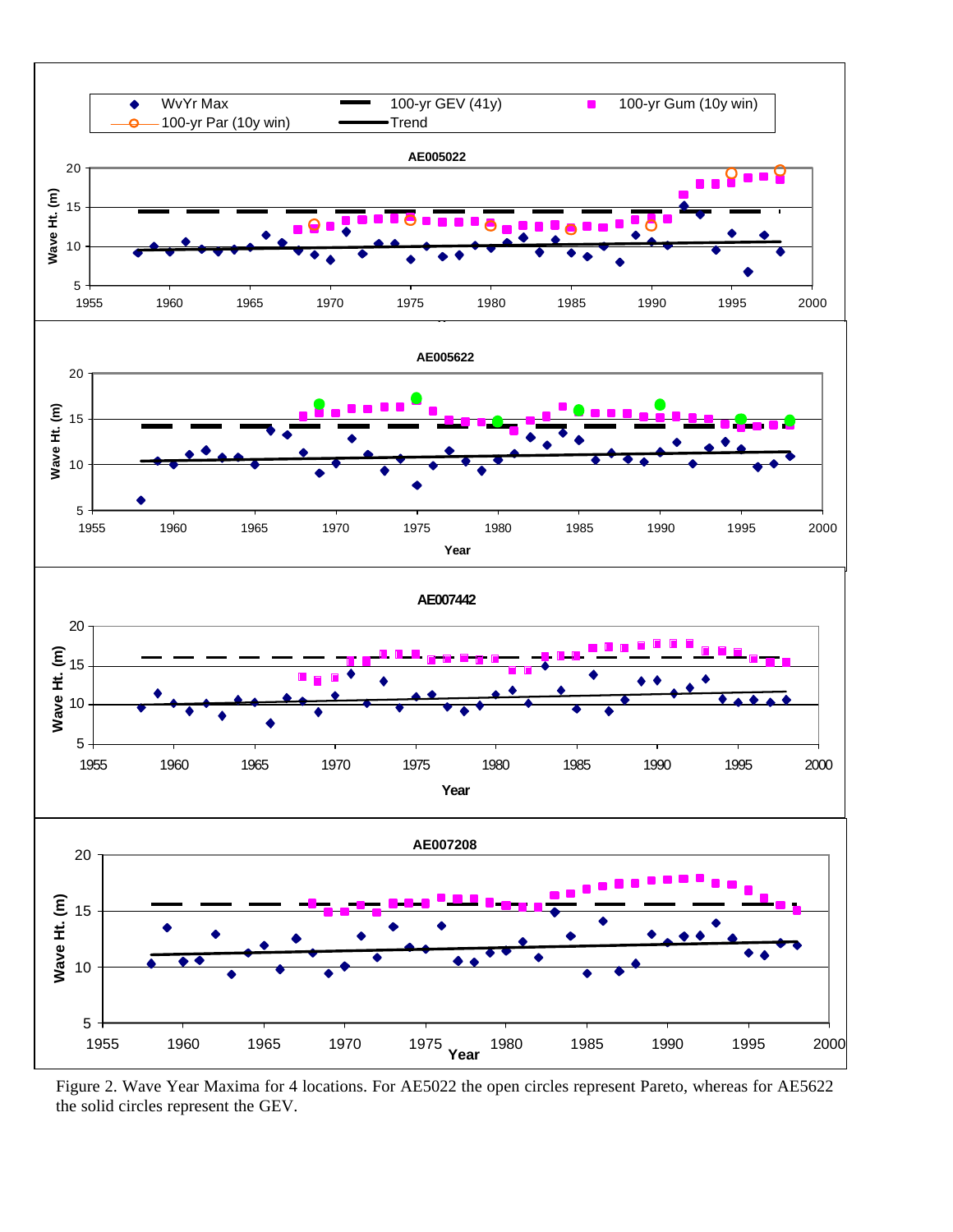Figure 2. Wave Year Maxima for 4 locations. For AE5022 the open circles represent Pareto, whereas for AE5622 the solid circles represent the GEV.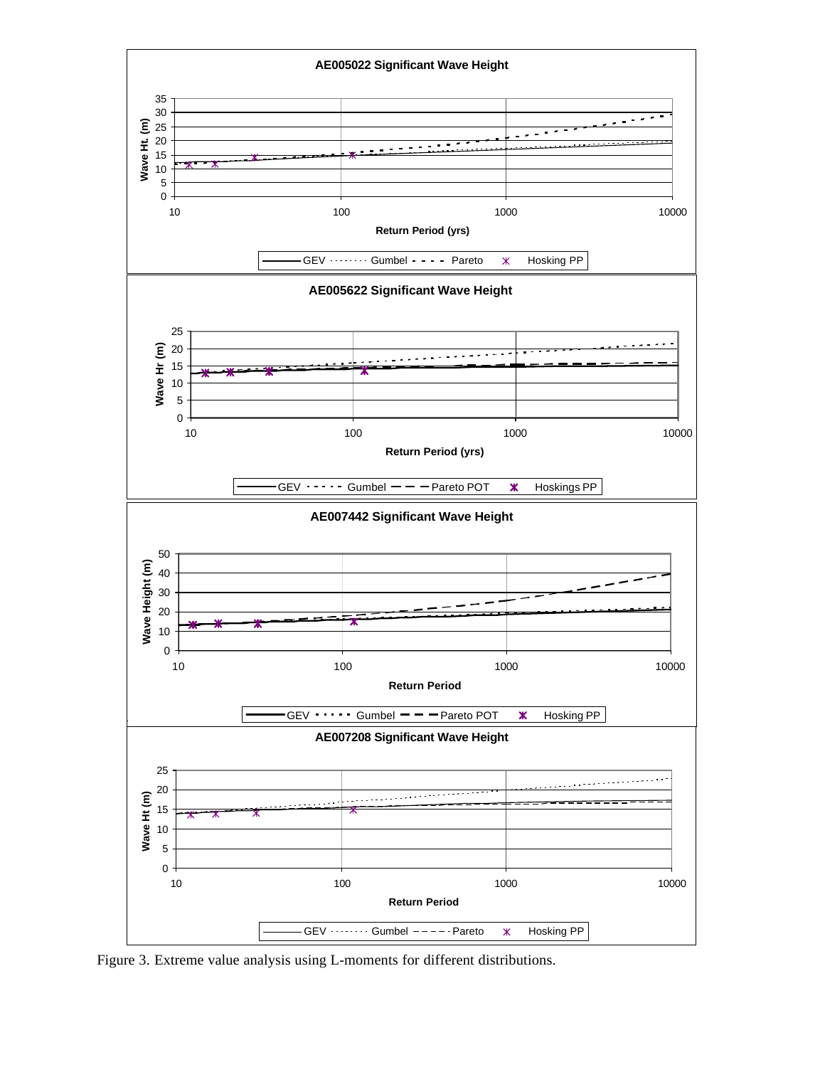Figure 3. Extreme value analysis using L-moments for different distributions.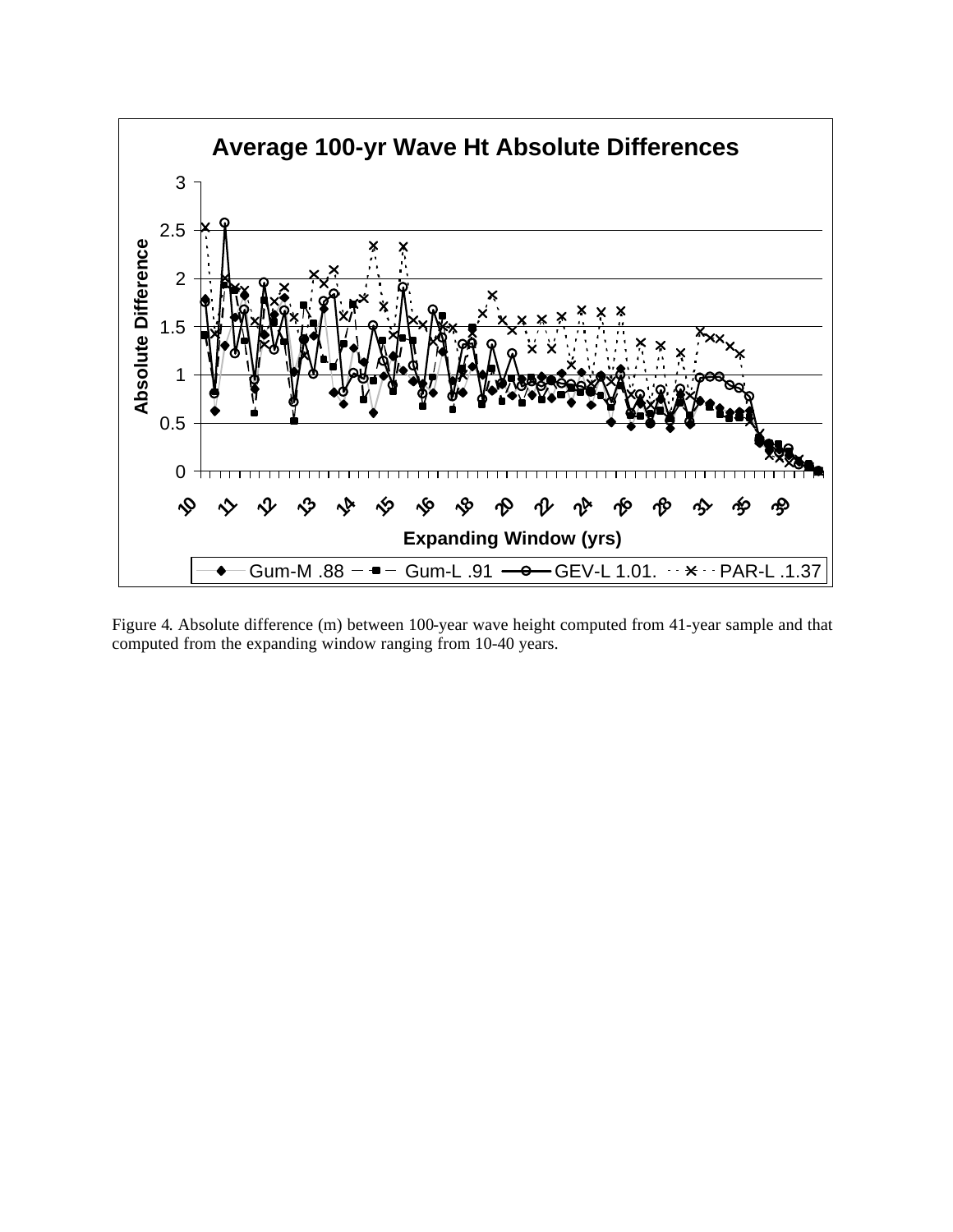Figure 4. Absolute difference (m) between 100-year wave height computed from 41-year sample and that computed from the expanding window ranging from 10-40 years.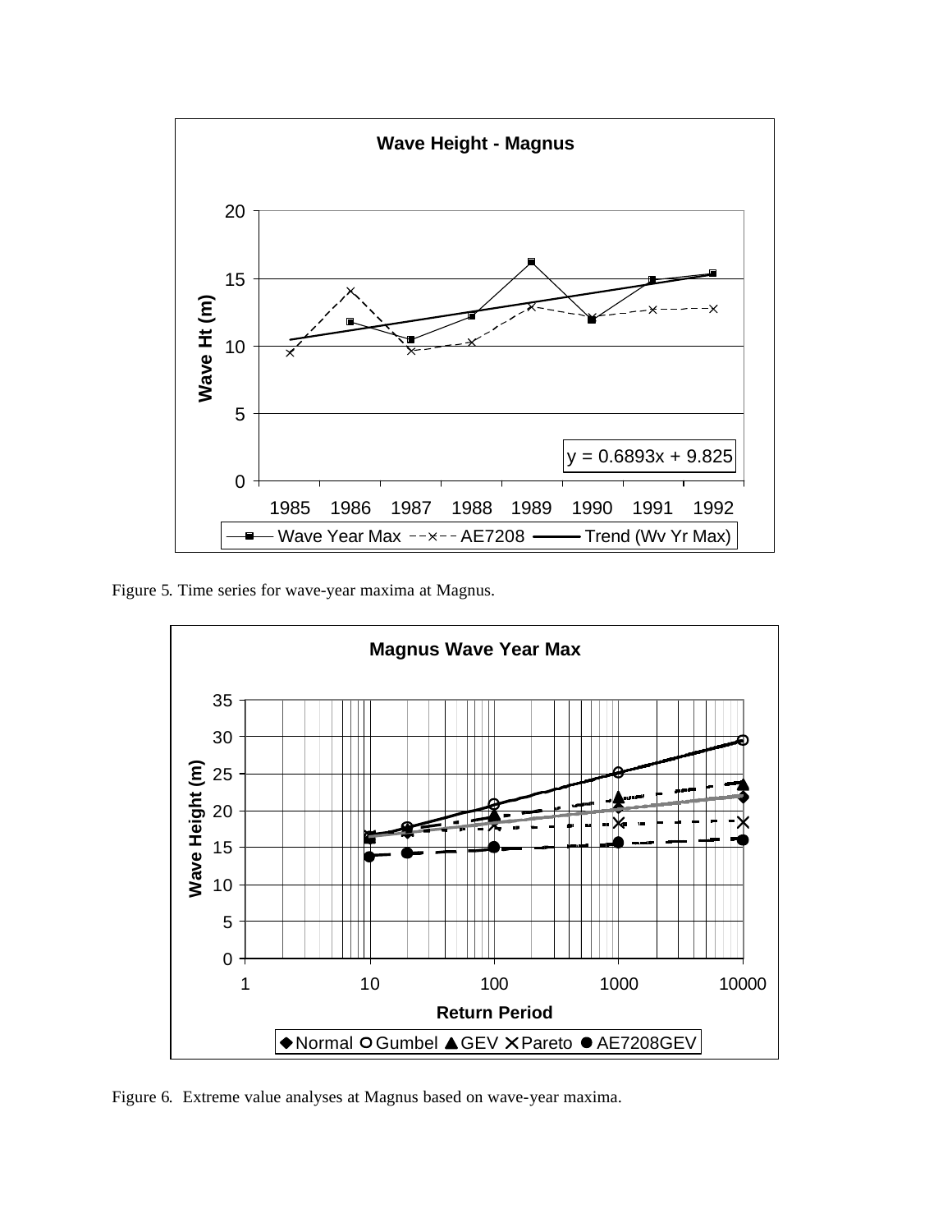Wave Height - Magnus

20

15

10

5

0

Wave Ht (m)

y = 0.6893x + 9.825

1985 1986 1987 1988 1989 1990 1991 1992

Wave Year Max AE7208 Trend (Wv Yr Max)

Figure 5. Time series for wave-year maxima at Magnus.

Magnus Wave Year Max

35

30

25

20

15

10

5

0

Wave Height (m)

1 10 100 1000 10000

Return Period

Normal Gumbel GEV Pareto AE7208GEV

Figure 6. Extreme value analyses at Magnus based on wave-year maxima.